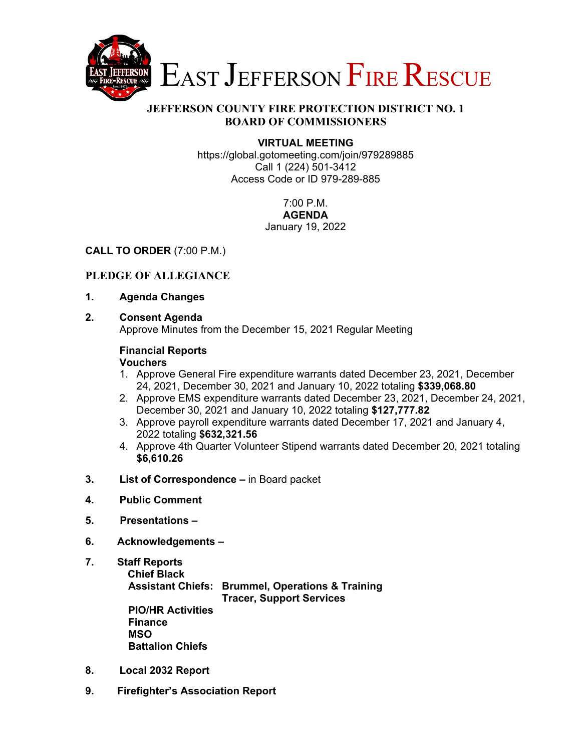# EAST JEFFERSON FIRE RESCUE

## JEFFERSON COUNTY FIRE PROTECTION DISTRICT NO. 1
## BOARD OF COMMISSIONERS

**VIRTUAL MEETING**
https://global.gotomeeting.com/join/979289885
Call 1 (224) 501-3412
Access Code or ID 979-289-885

7:00 P.M.
**AGENDA**
January 19, 2022

**CALL TO ORDER** (7:00 P.M.)

**PLEDGE OF ALLEGIANCE**

1. **Agenda Changes**

2. **Consent Agenda**
   Approve Minutes from the December 15, 2021 Regular Meeting

   **Financial Reports**
   **Vouchers**
   1. Approve General Fire expenditure warrants dated December 23, 2021, December 24, 2021, December 30, 2021 and January 10, 2022 totaling **$339,068.80**
   2. Approve EMS expenditure warrants dated December 23, 2021, December 24, 2021, December 30, 2021 and January 10, 2022 totaling **$127,777.82**
   3. Approve payroll expenditure warrants dated December 17, 2021 and January 4, 2022 totaling **$632,321.56**
   4. Approve 4th Quarter Volunteer Stipend warrants dated December 20, 2021 totaling **$6,610.26**

3. **List of Correspondence –** in Board packet

4. **Public Comment**

5. **Presentations –**

6. **Acknowledgements –**

7. **Staff Reports**
   **Chief Black**
   **Assistant Chiefs: Brummel, Operations & Training**
   **Tracer, Support Services**
   **PIO/HR Activities**
   **Finance**
   **MSO**
   **Battalion Chiefs**

8. **Local 2032 Report**

9. **Firefighter's Association Report**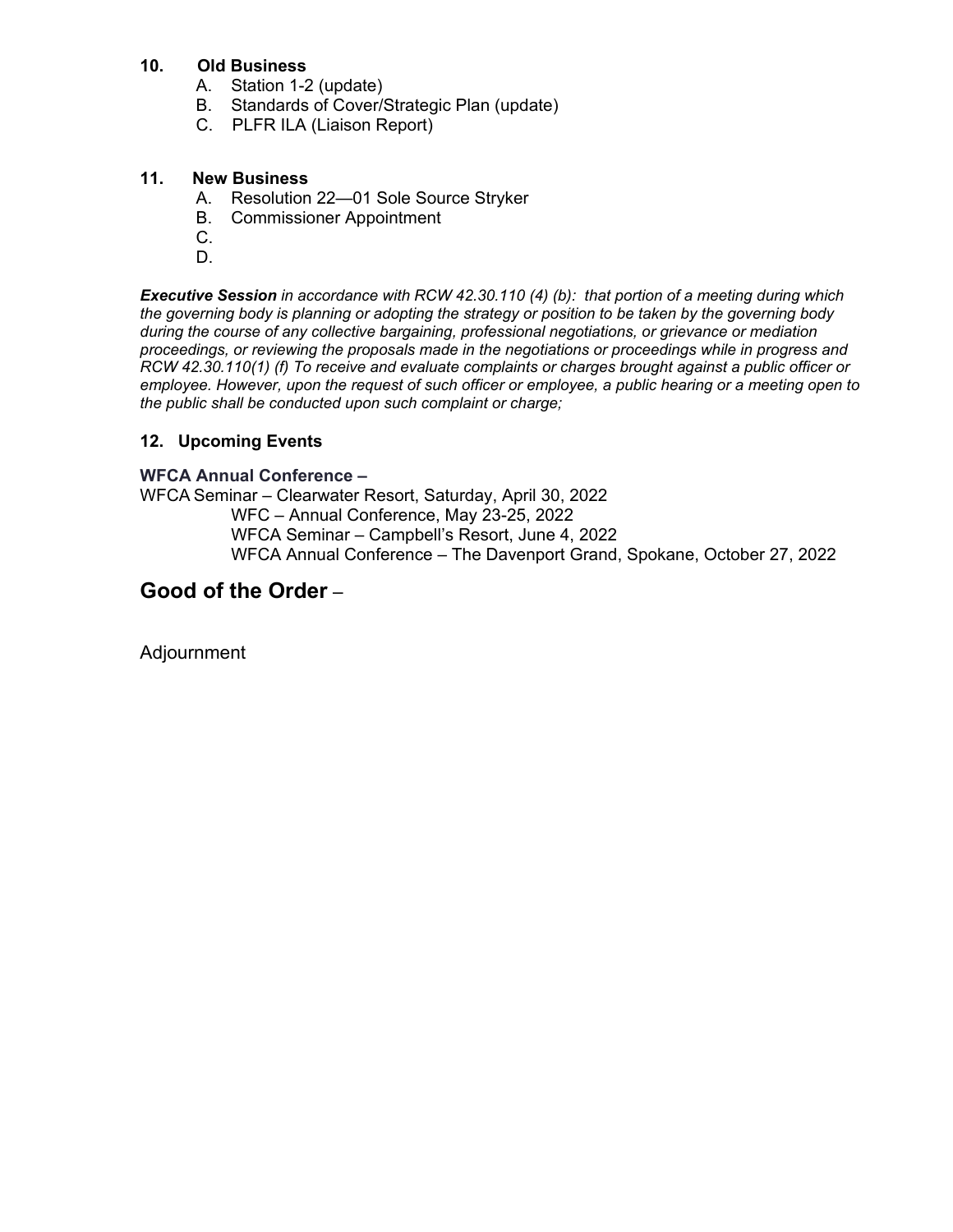**10. Old Business**

A. Station 1-2 (update)
B. Standards of Cover/Strategic Plan (update)
C. PLFR ILA (Liaison Report)

**11. New Business**

A. Resolution 22—01 Sole Source Stryker
B. Commissioner Appointment
C.
D.

***Executive Session*** *in accordance with RCW 42.30.110 (4) (b): that portion of a meeting during which the governing body is planning or adopting the strategy or position to be taken by the governing body during the course of any collective bargaining, professional negotiations, or grievance or mediation proceedings, or reviewing the proposals made in the negotiations or proceedings while in progress and RCW 42.30.110(1) (f) To receive and evaluate complaints or charges brought against a public officer or employee. However, upon the request of such officer or employee, a public hearing or a meeting open to the public shall be conducted upon such complaint or charge;*

**12. Upcoming Events**

**WFCA Annual Conference –**

WFCA Seminar – Clearwater Resort, Saturday, April 30, 2022
WFC – Annual Conference, May 23-25, 2022
WFCA Seminar – Campbell's Resort, June 4, 2022
WFCA Annual Conference – The Davenport Grand, Spokane, October 27, 2022

## Good of the Order –

Adjournment